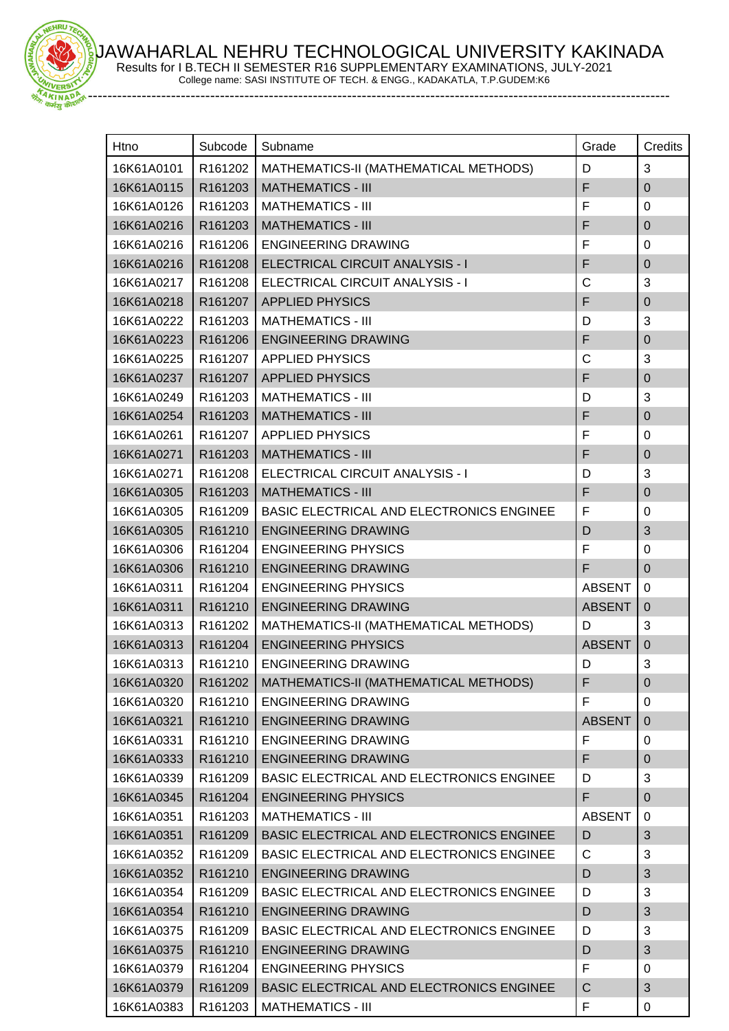# JAWAHARLAL NEHRU TECHNOLOGICAL UNIVERSITY KAKINADA

Results for I B.TECH II SEMESTER R16 SUPPLEMENTARY EXAMINATIONS, JULY-2021

College name: SASI INSTITUTE OF TECH. & ENGG., KADAKATLA, T.P.GUDEM:K6

| Htno | Subcode | Subname | Grade | Credits |
|---|---|---|---|---|
| 16K61A0101 | R161202 | MATHEMATICS-II (MATHEMATICAL METHODS) | D | 3 |
| 16K61A0115 | R161203 | MATHEMATICS - III | F | 0 |
| 16K61A0126 | R161203 | MATHEMATICS - III | F | 0 |
| 16K61A0216 | R161203 | MATHEMATICS - III | F | 0 |
| 16K61A0216 | R161206 | ENGINEERING DRAWING | F | 0 |
| 16K61A0216 | R161208 | ELECTRICAL CIRCUIT ANALYSIS - I | F | 0 |
| 16K61A0217 | R161208 | ELECTRICAL CIRCUIT ANALYSIS - I | C | 3 |
| 16K61A0218 | R161207 | APPLIED PHYSICS | F | 0 |
| 16K61A0222 | R161203 | MATHEMATICS - III | D | 3 |
| 16K61A0223 | R161206 | ENGINEERING DRAWING | F | 0 |
| 16K61A0225 | R161207 | APPLIED PHYSICS | C | 3 |
| 16K61A0237 | R161207 | APPLIED PHYSICS | F | 0 |
| 16K61A0249 | R161203 | MATHEMATICS - III | D | 3 |
| 16K61A0254 | R161203 | MATHEMATICS - III | F | 0 |
| 16K61A0261 | R161207 | APPLIED PHYSICS | F | 0 |
| 16K61A0271 | R161203 | MATHEMATICS - III | F | 0 |
| 16K61A0271 | R161208 | ELECTRICAL CIRCUIT ANALYSIS - I | D | 3 |
| 16K61A0305 | R161203 | MATHEMATICS - III | F | 0 |
| 16K61A0305 | R161209 | BASIC ELECTRICAL AND ELECTRONICS ENGINEE | F | 0 |
| 16K61A0305 | R161210 | ENGINEERING DRAWING | D | 3 |
| 16K61A0306 | R161204 | ENGINEERING PHYSICS | F | 0 |
| 16K61A0306 | R161210 | ENGINEERING DRAWING | F | 0 |
| 16K61A0311 | R161204 | ENGINEERING PHYSICS | ABSENT | 0 |
| 16K61A0311 | R161210 | ENGINEERING DRAWING | ABSENT | 0 |
| 16K61A0313 | R161202 | MATHEMATICS-II (MATHEMATICAL METHODS) | D | 3 |
| 16K61A0313 | R161204 | ENGINEERING PHYSICS | ABSENT | 0 |
| 16K61A0313 | R161210 | ENGINEERING DRAWING | D | 3 |
| 16K61A0320 | R161202 | MATHEMATICS-II (MATHEMATICAL METHODS) | F | 0 |
| 16K61A0320 | R161210 | ENGINEERING DRAWING | F | 0 |
| 16K61A0321 | R161210 | ENGINEERING DRAWING | ABSENT | 0 |
| 16K61A0331 | R161210 | ENGINEERING DRAWING | F | 0 |
| 16K61A0333 | R161210 | ENGINEERING DRAWING | F | 0 |
| 16K61A0339 | R161209 | BASIC ELECTRICAL AND ELECTRONICS ENGINEE | D | 3 |
| 16K61A0345 | R161204 | ENGINEERING PHYSICS | F | 0 |
| 16K61A0351 | R161203 | MATHEMATICS - III | ABSENT | 0 |
| 16K61A0351 | R161209 | BASIC ELECTRICAL AND ELECTRONICS ENGINEE | D | 3 |
| 16K61A0352 | R161209 | BASIC ELECTRICAL AND ELECTRONICS ENGINEE | C | 3 |
| 16K61A0352 | R161210 | ENGINEERING DRAWING | D | 3 |
| 16K61A0354 | R161209 | BASIC ELECTRICAL AND ELECTRONICS ENGINEE | D | 3 |
| 16K61A0354 | R161210 | ENGINEERING DRAWING | D | 3 |
| 16K61A0375 | R161209 | BASIC ELECTRICAL AND ELECTRONICS ENGINEE | D | 3 |
| 16K61A0375 | R161210 | ENGINEERING DRAWING | D | 3 |
| 16K61A0379 | R161204 | ENGINEERING PHYSICS | F | 0 |
| 16K61A0379 | R161209 | BASIC ELECTRICAL AND ELECTRONICS ENGINEE | C | 3 |
| 16K61A0383 | R161203 | MATHEMATICS - III | F | 0 |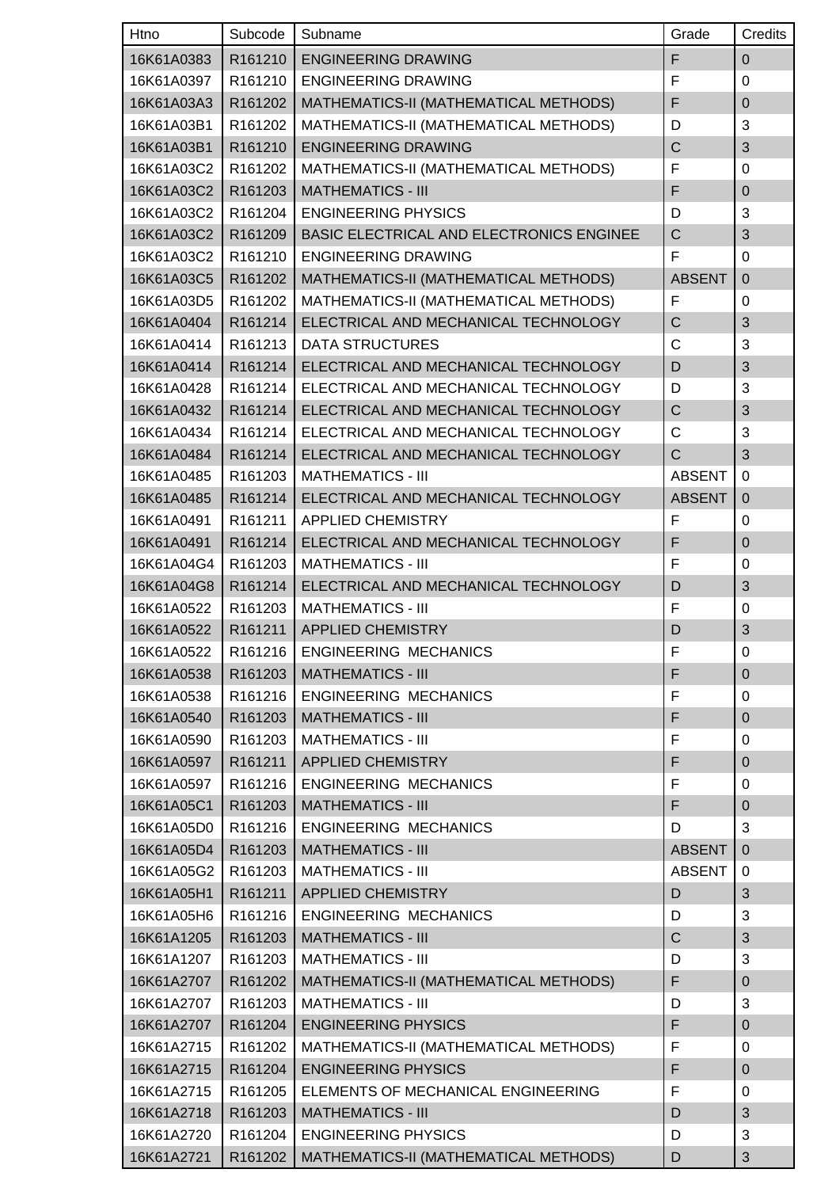| Htno | Subcode | Subname | Grade | Credits |
|---|---|---|---|---|
| 16K61A0383 | R161210 | ENGINEERING DRAWING | F | 0 |
| 16K61A0397 | R161210 | ENGINEERING DRAWING | F | 0 |
| 16K61A03A3 | R161202 | MATHEMATICS-II (MATHEMATICAL METHODS) | F | 0 |
| 16K61A03B1 | R161202 | MATHEMATICS-II (MATHEMATICAL METHODS) | D | 3 |
| 16K61A03B1 | R161210 | ENGINEERING DRAWING | C | 3 |
| 16K61A03C2 | R161202 | MATHEMATICS-II (MATHEMATICAL METHODS) | F | 0 |
| 16K61A03C2 | R161203 | MATHEMATICS - III | F | 0 |
| 16K61A03C2 | R161204 | ENGINEERING PHYSICS | D | 3 |
| 16K61A03C2 | R161209 | BASIC ELECTRICAL AND ELECTRONICS ENGINEE | C | 3 |
| 16K61A03C2 | R161210 | ENGINEERING DRAWING | F | 0 |
| 16K61A03C5 | R161202 | MATHEMATICS-II (MATHEMATICAL METHODS) | ABSENT | 0 |
| 16K61A03D5 | R161202 | MATHEMATICS-II (MATHEMATICAL METHODS) | F | 0 |
| 16K61A0404 | R161214 | ELECTRICAL AND MECHANICAL TECHNOLOGY | C | 3 |
| 16K61A0414 | R161213 | DATA STRUCTURES | C | 3 |
| 16K61A0414 | R161214 | ELECTRICAL AND MECHANICAL TECHNOLOGY | D | 3 |
| 16K61A0428 | R161214 | ELECTRICAL AND MECHANICAL TECHNOLOGY | D | 3 |
| 16K61A0432 | R161214 | ELECTRICAL AND MECHANICAL TECHNOLOGY | C | 3 |
| 16K61A0434 | R161214 | ELECTRICAL AND MECHANICAL TECHNOLOGY | C | 3 |
| 16K61A0484 | R161214 | ELECTRICAL AND MECHANICAL TECHNOLOGY | C | 3 |
| 16K61A0485 | R161203 | MATHEMATICS - III | ABSENT | 0 |
| 16K61A0485 | R161214 | ELECTRICAL AND MECHANICAL TECHNOLOGY | ABSENT | 0 |
| 16K61A0491 | R161211 | APPLIED CHEMISTRY | F | 0 |
| 16K61A0491 | R161214 | ELECTRICAL AND MECHANICAL TECHNOLOGY | F | 0 |
| 16K61A04G4 | R161203 | MATHEMATICS - III | F | 0 |
| 16K61A04G8 | R161214 | ELECTRICAL AND MECHANICAL TECHNOLOGY | D | 3 |
| 16K61A0522 | R161203 | MATHEMATICS - III | F | 0 |
| 16K61A0522 | R161211 | APPLIED CHEMISTRY | D | 3 |
| 16K61A0522 | R161216 | ENGINEERING  MECHANICS | F | 0 |
| 16K61A0538 | R161203 | MATHEMATICS - III | F | 0 |
| 16K61A0538 | R161216 | ENGINEERING  MECHANICS | F | 0 |
| 16K61A0540 | R161203 | MATHEMATICS - III | F | 0 |
| 16K61A0590 | R161203 | MATHEMATICS - III | F | 0 |
| 16K61A0597 | R161211 | APPLIED CHEMISTRY | F | 0 |
| 16K61A0597 | R161216 | ENGINEERING  MECHANICS | F | 0 |
| 16K61A05C1 | R161203 | MATHEMATICS - III | F | 0 |
| 16K61A05D0 | R161216 | ENGINEERING  MECHANICS | D | 3 |
| 16K61A05D4 | R161203 | MATHEMATICS - III | ABSENT | 0 |
| 16K61A05G2 | R161203 | MATHEMATICS - III | ABSENT | 0 |
| 16K61A05H1 | R161211 | APPLIED CHEMISTRY | D | 3 |
| 16K61A05H6 | R161216 | ENGINEERING  MECHANICS | D | 3 |
| 16K61A1205 | R161203 | MATHEMATICS - III | C | 3 |
| 16K61A1207 | R161203 | MATHEMATICS - III | D | 3 |
| 16K61A2707 | R161202 | MATHEMATICS-II (MATHEMATICAL METHODS) | F | 0 |
| 16K61A2707 | R161203 | MATHEMATICS - III | D | 3 |
| 16K61A2707 | R161204 | ENGINEERING PHYSICS | F | 0 |
| 16K61A2715 | R161202 | MATHEMATICS-II (MATHEMATICAL METHODS) | F | 0 |
| 16K61A2715 | R161204 | ENGINEERING PHYSICS | F | 0 |
| 16K61A2715 | R161205 | ELEMENTS OF MECHANICAL ENGINEERING | F | 0 |
| 16K61A2718 | R161203 | MATHEMATICS - III | D | 3 |
| 16K61A2720 | R161204 | ENGINEERING PHYSICS | D | 3 |
| 16K61A2721 | R161202 | MATHEMATICS-II (MATHEMATICAL METHODS) | D | 3 |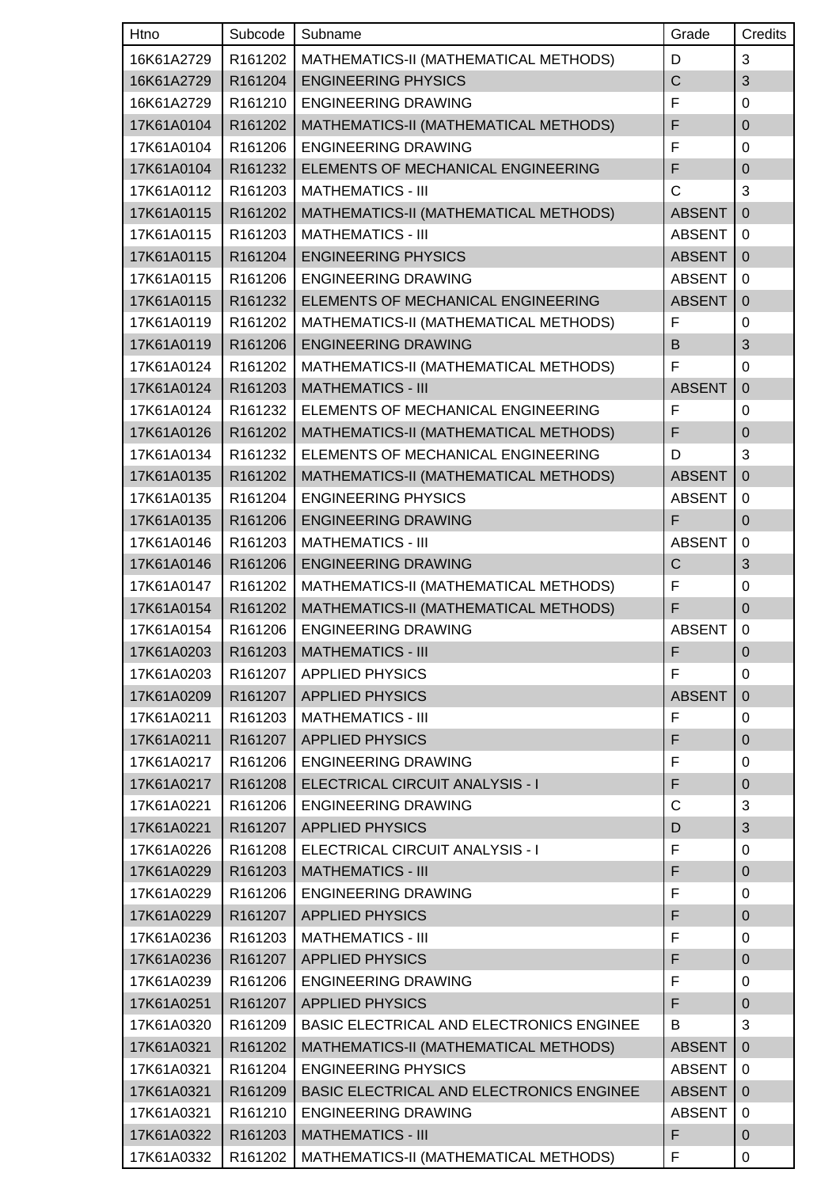| Htno | Subcode | Subname | Grade | Credits |
| --- | --- | --- | --- | --- |
| 16K61A2729 | R161202 | MATHEMATICS-II (MATHEMATICAL METHODS) | D | 3 |
| 16K61A2729 | R161204 | ENGINEERING PHYSICS | C | 3 |
| 16K61A2729 | R161210 | ENGINEERING DRAWING | F | 0 |
| 17K61A0104 | R161202 | MATHEMATICS-II (MATHEMATICAL METHODS) | F | 0 |
| 17K61A0104 | R161206 | ENGINEERING DRAWING | F | 0 |
| 17K61A0104 | R161232 | ELEMENTS OF MECHANICAL ENGINEERING | F | 0 |
| 17K61A0112 | R161203 | MATHEMATICS - III | C | 3 |
| 17K61A0115 | R161202 | MATHEMATICS-II (MATHEMATICAL METHODS) | ABSENT | 0 |
| 17K61A0115 | R161203 | MATHEMATICS - III | ABSENT | 0 |
| 17K61A0115 | R161204 | ENGINEERING PHYSICS | ABSENT | 0 |
| 17K61A0115 | R161206 | ENGINEERING DRAWING | ABSENT | 0 |
| 17K61A0115 | R161232 | ELEMENTS OF MECHANICAL ENGINEERING | ABSENT | 0 |
| 17K61A0119 | R161202 | MATHEMATICS-II (MATHEMATICAL METHODS) | F | 0 |
| 17K61A0119 | R161206 | ENGINEERING DRAWING | B | 3 |
| 17K61A0124 | R161202 | MATHEMATICS-II (MATHEMATICAL METHODS) | F | 0 |
| 17K61A0124 | R161203 | MATHEMATICS - III | ABSENT | 0 |
| 17K61A0124 | R161232 | ELEMENTS OF MECHANICAL ENGINEERING | F | 0 |
| 17K61A0126 | R161202 | MATHEMATICS-II (MATHEMATICAL METHODS) | F | 0 |
| 17K61A0134 | R161232 | ELEMENTS OF MECHANICAL ENGINEERING | D | 3 |
| 17K61A0135 | R161202 | MATHEMATICS-II (MATHEMATICAL METHODS) | ABSENT | 0 |
| 17K61A0135 | R161204 | ENGINEERING PHYSICS | ABSENT | 0 |
| 17K61A0135 | R161206 | ENGINEERING DRAWING | F | 0 |
| 17K61A0146 | R161203 | MATHEMATICS - III | ABSENT | 0 |
| 17K61A0146 | R161206 | ENGINEERING DRAWING | C | 3 |
| 17K61A0147 | R161202 | MATHEMATICS-II (MATHEMATICAL METHODS) | F | 0 |
| 17K61A0154 | R161202 | MATHEMATICS-II (MATHEMATICAL METHODS) | F | 0 |
| 17K61A0154 | R161206 | ENGINEERING DRAWING | ABSENT | 0 |
| 17K61A0203 | R161203 | MATHEMATICS - III | F | 0 |
| 17K61A0203 | R161207 | APPLIED PHYSICS | F | 0 |
| 17K61A0209 | R161207 | APPLIED PHYSICS | ABSENT | 0 |
| 17K61A0211 | R161203 | MATHEMATICS - III | F | 0 |
| 17K61A0211 | R161207 | APPLIED PHYSICS | F | 0 |
| 17K61A0217 | R161206 | ENGINEERING DRAWING | F | 0 |
| 17K61A0217 | R161208 | ELECTRICAL CIRCUIT ANALYSIS - I | F | 0 |
| 17K61A0221 | R161206 | ENGINEERING DRAWING | C | 3 |
| 17K61A0221 | R161207 | APPLIED PHYSICS | D | 3 |
| 17K61A0226 | R161208 | ELECTRICAL CIRCUIT ANALYSIS - I | F | 0 |
| 17K61A0229 | R161203 | MATHEMATICS - III | F | 0 |
| 17K61A0229 | R161206 | ENGINEERING DRAWING | F | 0 |
| 17K61A0229 | R161207 | APPLIED PHYSICS | F | 0 |
| 17K61A0236 | R161203 | MATHEMATICS - III | F | 0 |
| 17K61A0236 | R161207 | APPLIED PHYSICS | F | 0 |
| 17K61A0239 | R161206 | ENGINEERING DRAWING | F | 0 |
| 17K61A0251 | R161207 | APPLIED PHYSICS | F | 0 |
| 17K61A0320 | R161209 | BASIC ELECTRICAL AND ELECTRONICS ENGINEE | B | 3 |
| 17K61A0321 | R161202 | MATHEMATICS-II (MATHEMATICAL METHODS) | ABSENT | 0 |
| 17K61A0321 | R161204 | ENGINEERING PHYSICS | ABSENT | 0 |
| 17K61A0321 | R161209 | BASIC ELECTRICAL AND ELECTRONICS ENGINEE | ABSENT | 0 |
| 17K61A0321 | R161210 | ENGINEERING DRAWING | ABSENT | 0 |
| 17K61A0322 | R161203 | MATHEMATICS - III | F | 0 |
| 17K61A0332 | R161202 | MATHEMATICS-II (MATHEMATICAL METHODS) | F | 0 |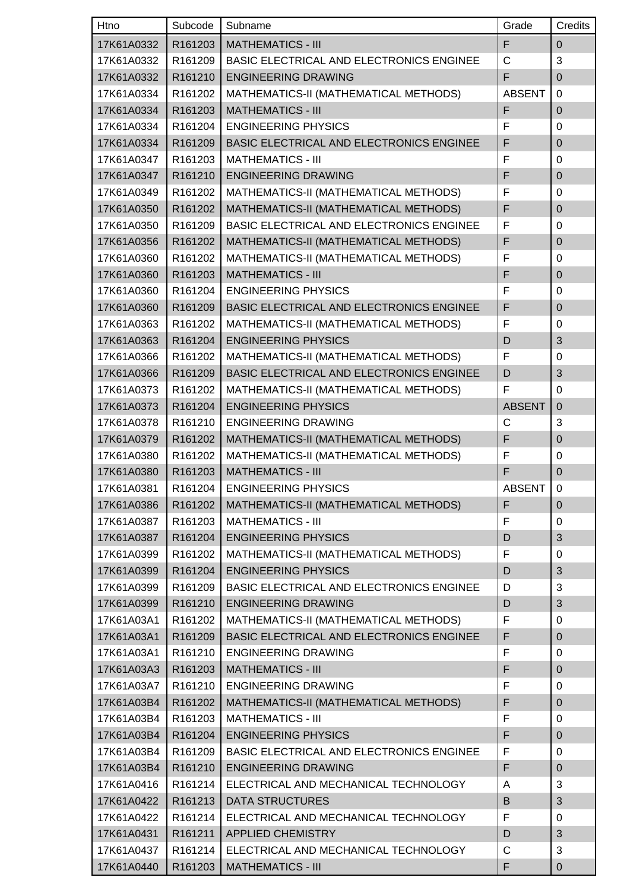| Htno | Subcode | Subname | Grade | Credits |
|---|---|---|---|---|
| 17K61A0332 | R161203 | MATHEMATICS - III | F | 0 |
| 17K61A0332 | R161209 | BASIC ELECTRICAL AND ELECTRONICS ENGINEE | C | 3 |
| 17K61A0332 | R161210 | ENGINEERING DRAWING | F | 0 |
| 17K61A0334 | R161202 | MATHEMATICS-II (MATHEMATICAL METHODS) | ABSENT | 0 |
| 17K61A0334 | R161203 | MATHEMATICS - III | F | 0 |
| 17K61A0334 | R161204 | ENGINEERING PHYSICS | F | 0 |
| 17K61A0334 | R161209 | BASIC ELECTRICAL AND ELECTRONICS ENGINEE | F | 0 |
| 17K61A0347 | R161203 | MATHEMATICS - III | F | 0 |
| 17K61A0347 | R161210 | ENGINEERING DRAWING | F | 0 |
| 17K61A0349 | R161202 | MATHEMATICS-II (MATHEMATICAL METHODS) | F | 0 |
| 17K61A0350 | R161202 | MATHEMATICS-II (MATHEMATICAL METHODS) | F | 0 |
| 17K61A0350 | R161209 | BASIC ELECTRICAL AND ELECTRONICS ENGINEE | F | 0 |
| 17K61A0356 | R161202 | MATHEMATICS-II (MATHEMATICAL METHODS) | F | 0 |
| 17K61A0360 | R161202 | MATHEMATICS-II (MATHEMATICAL METHODS) | F | 0 |
| 17K61A0360 | R161203 | MATHEMATICS - III | F | 0 |
| 17K61A0360 | R161204 | ENGINEERING PHYSICS | F | 0 |
| 17K61A0360 | R161209 | BASIC ELECTRICAL AND ELECTRONICS ENGINEE | F | 0 |
| 17K61A0363 | R161202 | MATHEMATICS-II (MATHEMATICAL METHODS) | F | 0 |
| 17K61A0363 | R161204 | ENGINEERING PHYSICS | D | 3 |
| 17K61A0366 | R161202 | MATHEMATICS-II (MATHEMATICAL METHODS) | F | 0 |
| 17K61A0366 | R161209 | BASIC ELECTRICAL AND ELECTRONICS ENGINEE | D | 3 |
| 17K61A0373 | R161202 | MATHEMATICS-II (MATHEMATICAL METHODS) | F | 0 |
| 17K61A0373 | R161204 | ENGINEERING PHYSICS | ABSENT | 0 |
| 17K61A0378 | R161210 | ENGINEERING DRAWING | C | 3 |
| 17K61A0379 | R161202 | MATHEMATICS-II (MATHEMATICAL METHODS) | F | 0 |
| 17K61A0380 | R161202 | MATHEMATICS-II (MATHEMATICAL METHODS) | F | 0 |
| 17K61A0380 | R161203 | MATHEMATICS - III | F | 0 |
| 17K61A0381 | R161204 | ENGINEERING PHYSICS | ABSENT | 0 |
| 17K61A0386 | R161202 | MATHEMATICS-II (MATHEMATICAL METHODS) | F | 0 |
| 17K61A0387 | R161203 | MATHEMATICS - III | F | 0 |
| 17K61A0387 | R161204 | ENGINEERING PHYSICS | D | 3 |
| 17K61A0399 | R161202 | MATHEMATICS-II (MATHEMATICAL METHODS) | F | 0 |
| 17K61A0399 | R161204 | ENGINEERING PHYSICS | D | 3 |
| 17K61A0399 | R161209 | BASIC ELECTRICAL AND ELECTRONICS ENGINEE | D | 3 |
| 17K61A0399 | R161210 | ENGINEERING DRAWING | D | 3 |
| 17K61A03A1 | R161202 | MATHEMATICS-II (MATHEMATICAL METHODS) | F | 0 |
| 17K61A03A1 | R161209 | BASIC ELECTRICAL AND ELECTRONICS ENGINEE | F | 0 |
| 17K61A03A1 | R161210 | ENGINEERING DRAWING | F | 0 |
| 17K61A03A3 | R161203 | MATHEMATICS - III | F | 0 |
| 17K61A03A7 | R161210 | ENGINEERING DRAWING | F | 0 |
| 17K61A03B4 | R161202 | MATHEMATICS-II (MATHEMATICAL METHODS) | F | 0 |
| 17K61A03B4 | R161203 | MATHEMATICS - III | F | 0 |
| 17K61A03B4 | R161204 | ENGINEERING PHYSICS | F | 0 |
| 17K61A03B4 | R161209 | BASIC ELECTRICAL AND ELECTRONICS ENGINEE | F | 0 |
| 17K61A03B4 | R161210 | ENGINEERING DRAWING | F | 0 |
| 17K61A0416 | R161214 | ELECTRICAL AND MECHANICAL TECHNOLOGY | A | 3 |
| 17K61A0422 | R161213 | DATA STRUCTURES | B | 3 |
| 17K61A0422 | R161214 | ELECTRICAL AND MECHANICAL TECHNOLOGY | F | 0 |
| 17K61A0431 | R161211 | APPLIED CHEMISTRY | D | 3 |
| 17K61A0437 | R161214 | ELECTRICAL AND MECHANICAL TECHNOLOGY | C | 3 |
| 17K61A0440 | R161203 | MATHEMATICS - III | F | 0 |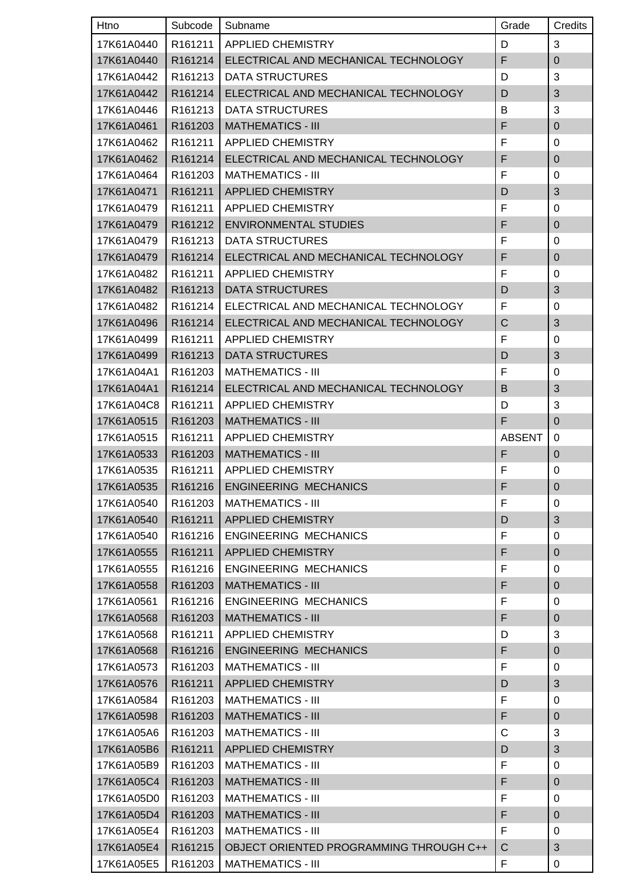| Htno | Subcode | Subname | Grade | Credits |
|---|---|---|---|---|
| 17K61A0440 | R161211 | APPLIED CHEMISTRY | D | 3 |
| 17K61A0440 | R161214 | ELECTRICAL AND MECHANICAL TECHNOLOGY | F | 0 |
| 17K61A0442 | R161213 | DATA STRUCTURES | D | 3 |
| 17K61A0442 | R161214 | ELECTRICAL AND MECHANICAL TECHNOLOGY | D | 3 |
| 17K61A0446 | R161213 | DATA STRUCTURES | B | 3 |
| 17K61A0461 | R161203 | MATHEMATICS - III | F | 0 |
| 17K61A0462 | R161211 | APPLIED CHEMISTRY | F | 0 |
| 17K61A0462 | R161214 | ELECTRICAL AND MECHANICAL TECHNOLOGY | F | 0 |
| 17K61A0464 | R161203 | MATHEMATICS - III | F | 0 |
| 17K61A0471 | R161211 | APPLIED CHEMISTRY | D | 3 |
| 17K61A0479 | R161211 | APPLIED CHEMISTRY | F | 0 |
| 17K61A0479 | R161212 | ENVIRONMENTAL STUDIES | F | 0 |
| 17K61A0479 | R161213 | DATA STRUCTURES | F | 0 |
| 17K61A0479 | R161214 | ELECTRICAL AND MECHANICAL TECHNOLOGY | F | 0 |
| 17K61A0482 | R161211 | APPLIED CHEMISTRY | F | 0 |
| 17K61A0482 | R161213 | DATA STRUCTURES | D | 3 |
| 17K61A0482 | R161214 | ELECTRICAL AND MECHANICAL TECHNOLOGY | F | 0 |
| 17K61A0496 | R161214 | ELECTRICAL AND MECHANICAL TECHNOLOGY | C | 3 |
| 17K61A0499 | R161211 | APPLIED CHEMISTRY | F | 0 |
| 17K61A0499 | R161213 | DATA STRUCTURES | D | 3 |
| 17K61A04A1 | R161203 | MATHEMATICS - III | F | 0 |
| 17K61A04A1 | R161214 | ELECTRICAL AND MECHANICAL TECHNOLOGY | B | 3 |
| 17K61A04C8 | R161211 | APPLIED CHEMISTRY | D | 3 |
| 17K61A0515 | R161203 | MATHEMATICS - III | F | 0 |
| 17K61A0515 | R161211 | APPLIED CHEMISTRY | ABSENT | 0 |
| 17K61A0533 | R161203 | MATHEMATICS - III | F | 0 |
| 17K61A0535 | R161211 | APPLIED CHEMISTRY | F | 0 |
| 17K61A0535 | R161216 | ENGINEERING MECHANICS | F | 0 |
| 17K61A0540 | R161203 | MATHEMATICS - III | F | 0 |
| 17K61A0540 | R161211 | APPLIED CHEMISTRY | D | 3 |
| 17K61A0540 | R161216 | ENGINEERING MECHANICS | F | 0 |
| 17K61A0555 | R161211 | APPLIED CHEMISTRY | F | 0 |
| 17K61A0555 | R161216 | ENGINEERING MECHANICS | F | 0 |
| 17K61A0558 | R161203 | MATHEMATICS - III | F | 0 |
| 17K61A0561 | R161216 | ENGINEERING MECHANICS | F | 0 |
| 17K61A0568 | R161203 | MATHEMATICS - III | F | 0 |
| 17K61A0568 | R161211 | APPLIED CHEMISTRY | D | 3 |
| 17K61A0568 | R161216 | ENGINEERING MECHANICS | F | 0 |
| 17K61A0573 | R161203 | MATHEMATICS - III | F | 0 |
| 17K61A0576 | R161211 | APPLIED CHEMISTRY | D | 3 |
| 17K61A0584 | R161203 | MATHEMATICS - III | F | 0 |
| 17K61A0598 | R161203 | MATHEMATICS - III | F | 0 |
| 17K61A05A6 | R161203 | MATHEMATICS - III | C | 3 |
| 17K61A05B6 | R161211 | APPLIED CHEMISTRY | D | 3 |
| 17K61A05B9 | R161203 | MATHEMATICS - III | F | 0 |
| 17K61A05C4 | R161203 | MATHEMATICS - III | F | 0 |
| 17K61A05D0 | R161203 | MATHEMATICS - III | F | 0 |
| 17K61A05D4 | R161203 | MATHEMATICS - III | F | 0 |
| 17K61A05E4 | R161203 | MATHEMATICS - III | F | 0 |
| 17K61A05E4 | R161215 | OBJECT ORIENTED PROGRAMMING THROUGH C++ | C | 3 |
| 17K61A05E5 | R161203 | MATHEMATICS - III | F | 0 |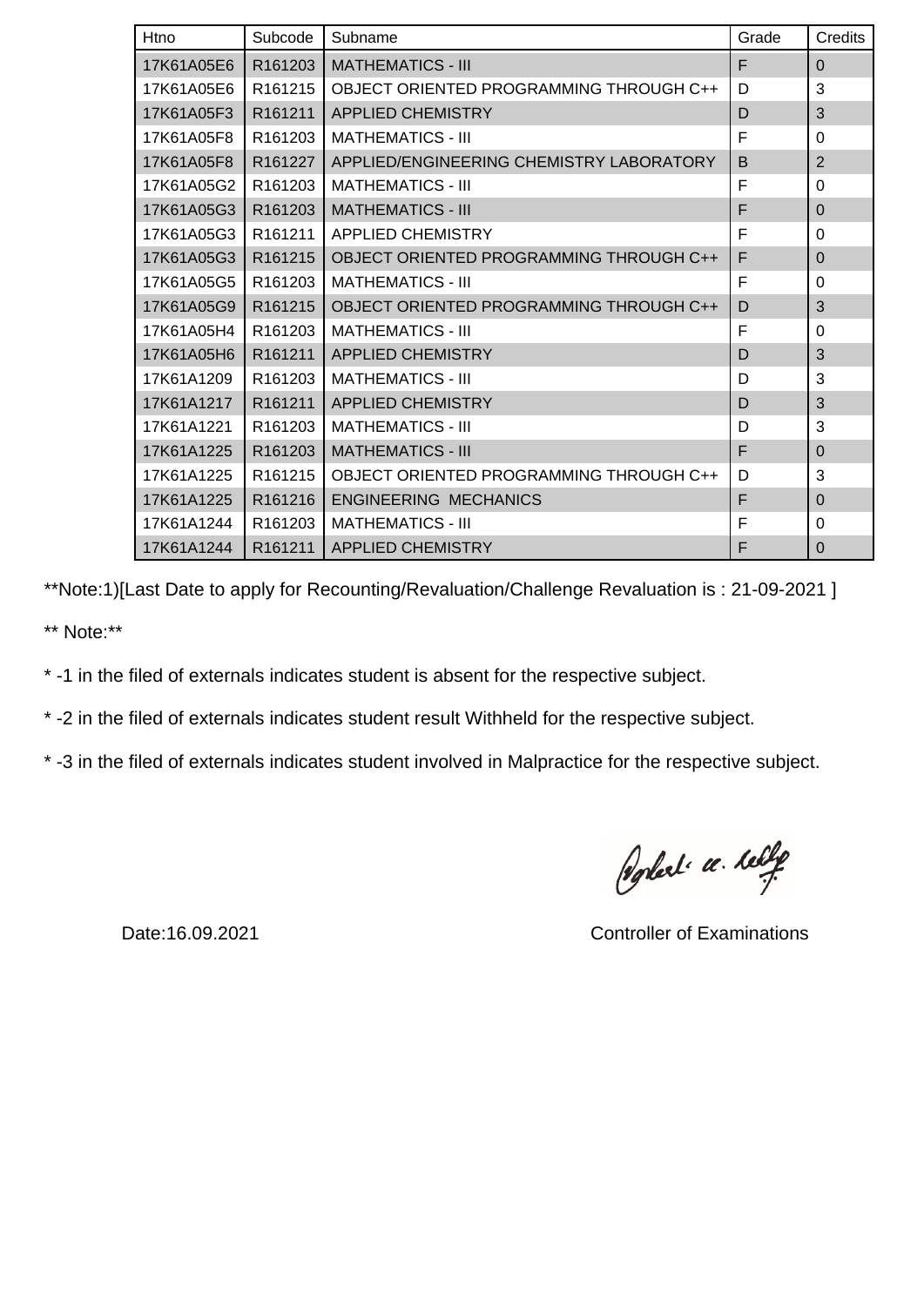| Htno | Subcode | Subname | Grade | Credits |
|---|---|---|---|---|
| 17K61A05E6 | R161203 | MATHEMATICS - III | F | 0 |
| 17K61A05E6 | R161215 | OBJECT ORIENTED PROGRAMMING THROUGH C++ | D | 3 |
| 17K61A05F3 | R161211 | APPLIED CHEMISTRY | D | 3 |
| 17K61A05F8 | R161203 | MATHEMATICS - III | F | 0 |
| 17K61A05F8 | R161227 | APPLIED/ENGINEERING CHEMISTRY LABORATORY | B | 2 |
| 17K61A05G2 | R161203 | MATHEMATICS - III | F | 0 |
| 17K61A05G3 | R161203 | MATHEMATICS - III | F | 0 |
| 17K61A05G3 | R161211 | APPLIED CHEMISTRY | F | 0 |
| 17K61A05G3 | R161215 | OBJECT ORIENTED PROGRAMMING THROUGH C++ | F | 0 |
| 17K61A05G5 | R161203 | MATHEMATICS - III | F | 0 |
| 17K61A05G9 | R161215 | OBJECT ORIENTED PROGRAMMING THROUGH C++ | D | 3 |
| 17K61A05H4 | R161203 | MATHEMATICS - III | F | 0 |
| 17K61A05H6 | R161211 | APPLIED CHEMISTRY | D | 3 |
| 17K61A1209 | R161203 | MATHEMATICS - III | D | 3 |
| 17K61A1217 | R161211 | APPLIED CHEMISTRY | D | 3 |
| 17K61A1221 | R161203 | MATHEMATICS - III | D | 3 |
| 17K61A1225 | R161203 | MATHEMATICS - III | F | 0 |
| 17K61A1225 | R161215 | OBJECT ORIENTED PROGRAMMING THROUGH C++ | D | 3 |
| 17K61A1225 | R161216 | ENGINEERING MECHANICS | F | 0 |
| 17K61A1244 | R161203 | MATHEMATICS - III | F | 0 |
| 17K61A1244 | R161211 | APPLIED CHEMISTRY | F | 0 |

**Note:1)[Last Date to apply for Recounting/Revaluation/Challenge Revaluation is : 21-09-2021 ]

** Note:**

* -1 in the filed of externals indicates student is absent for the respective subject.

* -2 in the filed of externals indicates student result Withheld for the respective subject.

* -3 in the filed of externals indicates student involved in Malpractice for the respective subject.

Date:16.09.2021

Controller of Examinations